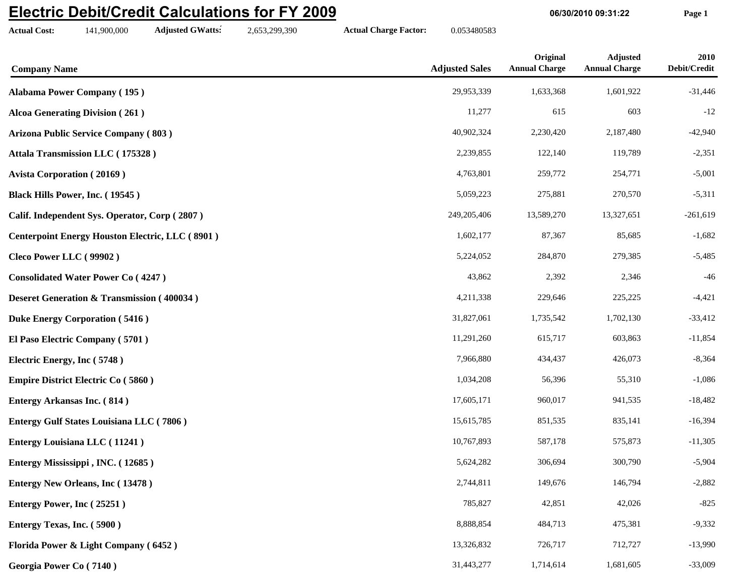# Electric Debit/Credit Calculations for FY 2009

06/30/2010 09:31:22

**Actual Cost:** 141,900,000 **Adjusted GWatts:** 2,653,299,390 **Actual Charge Factor:** 0.053480583

| Company Name | Adjusted Sales | Original Annual Charge | Adjusted Annual Charge | 2010 Debit/Credit |
|---|---|---|---|---|
| **Alabama Power Company ( 195 )** | 29,953,339 | 1,633,368 | 1,601,922 | -31,446 |
| **Alcoa Generating Division ( 261 )** | 11,277 | 615 | 603 | -12 |
| **Arizona Public Service Company ( 803 )** | 40,902,324 | 2,230,420 | 2,187,480 | -42,940 |
| **Attala Transmission LLC ( 175328 )** | 2,239,855 | 122,140 | 119,789 | -2,351 |
| **Avista Corporation ( 20169 )** | 4,763,801 | 259,772 | 254,771 | -5,001 |
| **Black Hills Power, Inc. ( 19545 )** | 5,059,223 | 275,881 | 270,570 | -5,311 |
| **Calif. Independent Sys. Operator, Corp ( 2807 )** | 249,205,406 | 13,589,270 | 13,327,651 | -261,619 |
| **Centerpoint Energy Houston Electric, LLC ( 8901 )** | 1,602,177 | 87,367 | 85,685 | -1,682 |
| **Cleco Power LLC ( 99902 )** | 5,224,052 | 284,870 | 279,385 | -5,485 |
| **Consolidated Water Power Co ( 4247 )** | 43,862 | 2,392 | 2,346 | -46 |
| **Deseret Generation & Transmission ( 400034 )** | 4,211,338 | 229,646 | 225,225 | -4,421 |
| **Duke Energy Corporation ( 5416 )** | 31,827,061 | 1,735,542 | 1,702,130 | -33,412 |
| **El Paso Electric Company ( 5701 )** | 11,291,260 | 615,717 | 603,863 | -11,854 |
| **Electric Energy, Inc ( 5748 )** | 7,966,880 | 434,437 | 426,073 | -8,364 |
| **Empire District Electric Co ( 5860 )** | 1,034,208 | 56,396 | 55,310 | -1,086 |
| **Entergy Arkansas Inc. ( 814 )** | 17,605,171 | 960,017 | 941,535 | -18,482 |
| **Entergy Gulf States Louisiana LLC ( 7806 )** | 15,615,785 | 851,535 | 835,141 | -16,394 |
| **Entergy Louisiana LLC ( 11241 )** | 10,767,893 | 587,178 | 575,873 | -11,305 |
| **Entergy Mississippi , INC. ( 12685 )** | 5,624,282 | 306,694 | 300,790 | -5,904 |
| **Entergy New Orleans, Inc ( 13478 )** | 2,744,811 | 149,676 | 146,794 | -2,882 |
| **Entergy Power, Inc ( 25251 )** | 785,827 | 42,851 | 42,026 | -825 |
| **Entergy Texas, Inc. ( 5900 )** | 8,888,854 | 484,713 | 475,381 | -9,332 |
| **Florida Power & Light Company ( 6452 )** | 13,326,832 | 726,717 | 712,727 | -13,990 |
| **Georgia Power Co ( 7140 )** | 31,443,277 | 1,714,614 | 1,681,605 | -33,009 |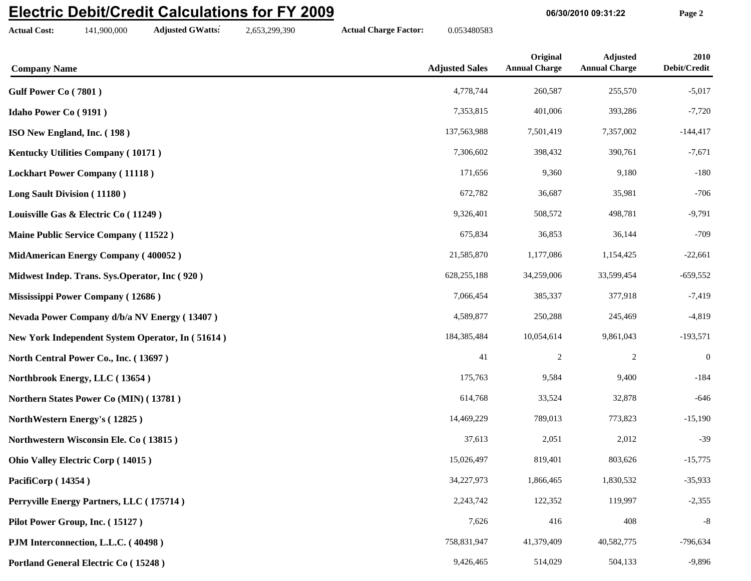# Electric Debit/Credit Calculations for FY 2009

06/30/2010 09:31:22

**Actual Cost:** 141,900,000 **Adjusted GWatts:** 2,653,299,390 **Actual Charge Factor:** 0.053480583

| Company Name | Adjusted Sales | Original Annual Charge | Adjusted Annual Charge | 2010 Debit/Credit |
|---|---|---|---|---|
| **Gulf Power Co ( 7801 )** | 4,778,744 | 260,587 | 255,570 | -5,017 |
| **Idaho Power Co ( 9191 )** | 7,353,815 | 401,006 | 393,286 | -7,720 |
| **ISO New England, Inc. ( 198 )** | 137,563,988 | 7,501,419 | 7,357,002 | -144,417 |
| **Kentucky Utilities Company ( 10171 )** | 7,306,602 | 398,432 | 390,761 | -7,671 |
| **Lockhart Power Company ( 11118 )** | 171,656 | 9,360 | 9,180 | -180 |
| **Long Sault Division ( 11180 )** | 672,782 | 36,687 | 35,981 | -706 |
| **Louisville Gas & Electric Co ( 11249 )** | 9,326,401 | 508,572 | 498,781 | -9,791 |
| **Maine Public Service Company ( 11522 )** | 675,834 | 36,853 | 36,144 | -709 |
| **MidAmerican Energy Company ( 400052 )** | 21,585,870 | 1,177,086 | 1,154,425 | -22,661 |
| **Midwest Indep. Trans. Sys.Operator, Inc ( 920 )** | 628,255,188 | 34,259,006 | 33,599,454 | -659,552 |
| **Mississippi Power Company ( 12686 )** | 7,066,454 | 385,337 | 377,918 | -7,419 |
| **Nevada Power Company d/b/a NV Energy ( 13407 )** | 4,589,877 | 250,288 | 245,469 | -4,819 |
| **New York Independent System Operator, In ( 51614 )** | 184,385,484 | 10,054,614 | 9,861,043 | -193,571 |
| **North Central Power Co., Inc. ( 13697 )** | 41 | 2 | 2 | 0 |
| **Northbrook Energy, LLC ( 13654 )** | 175,763 | 9,584 | 9,400 | -184 |
| **Northern States Power Co (MIN) ( 13781 )** | 614,768 | 33,524 | 32,878 | -646 |
| **NorthWestern Energy's ( 12825 )** | 14,469,229 | 789,013 | 773,823 | -15,190 |
| **Northwestern Wisconsin Ele. Co ( 13815 )** | 37,613 | 2,051 | 2,012 | -39 |
| **Ohio Valley Electric Corp ( 14015 )** | 15,026,497 | 819,401 | 803,626 | -15,775 |
| **PacifiCorp ( 14354 )** | 34,227,973 | 1,866,465 | 1,830,532 | -35,933 |
| **Perryville Energy Partners, LLC ( 175714 )** | 2,243,742 | 122,352 | 119,997 | -2,355 |
| **Pilot Power Group, Inc. ( 15127 )** | 7,626 | 416 | 408 | -8 |
| **PJM Interconnection, L.L.C. ( 40498 )** | 758,831,947 | 41,379,409 | 40,582,775 | -796,634 |
| **Portland General Electric Co ( 15248 )** | 9,426,465 | 514,029 | 504,133 | -9,896 |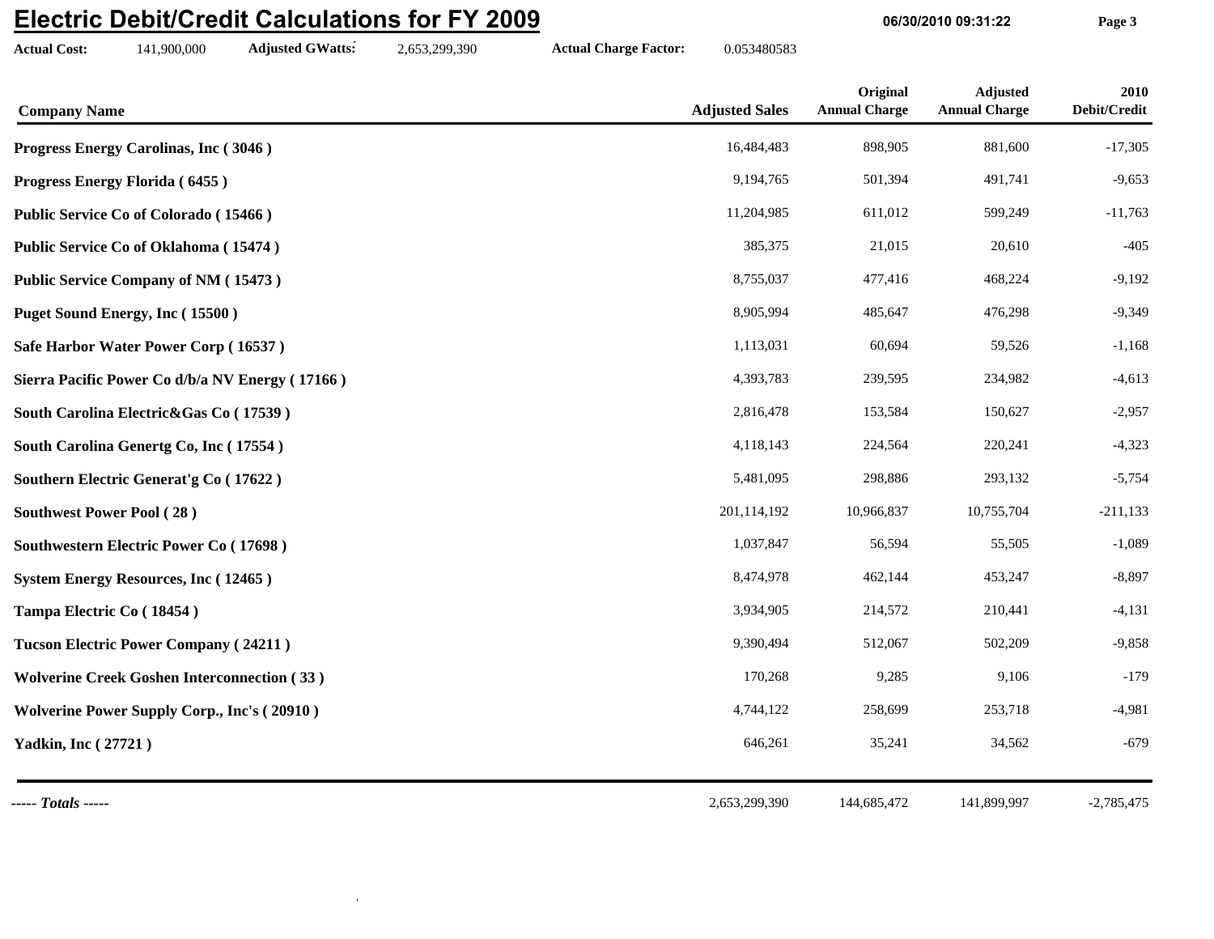# Electric Debit/Credit Calculations for FY 2009

06/30/2010 09:31:22

**Actual Cost:** 141,900,000 **Adjusted GWatts:** 2,653,299,390 **Actual Charge Factor:** 0.053480583

| Company Name | Adjusted Sales | Original Annual Charge | Adjusted Annual Charge | 2010 Debit/Credit |
|---|---|---|---|---|
| **Progress Energy Carolinas, Inc ( 3046 )** | 16,484,483 | 898,905 | 881,600 | -17,305 |
| **Progress Energy Florida ( 6455 )** | 9,194,765 | 501,394 | 491,741 | -9,653 |
| **Public Service Co of Colorado ( 15466 )** | 11,204,985 | 611,012 | 599,249 | -11,763 |
| **Public Service Co of Oklahoma ( 15474 )** | 385,375 | 21,015 | 20,610 | -405 |
| **Public Service Company of NM ( 15473 )** | 8,755,037 | 477,416 | 468,224 | -9,192 |
| **Puget Sound Energy, Inc ( 15500 )** | 8,905,994 | 485,647 | 476,298 | -9,349 |
| **Safe Harbor Water Power Corp ( 16537 )** | 1,113,031 | 60,694 | 59,526 | -1,168 |
| **Sierra Pacific Power Co d/b/a NV Energy ( 17166 )** | 4,393,783 | 239,595 | 234,982 | -4,613 |
| **South Carolina Electric&Gas Co ( 17539 )** | 2,816,478 | 153,584 | 150,627 | -2,957 |
| **South Carolina Genertg Co, Inc ( 17554 )** | 4,118,143 | 224,564 | 220,241 | -4,323 |
| **Southern Electric Generat'g Co ( 17622 )** | 5,481,095 | 298,886 | 293,132 | -5,754 |
| **Southwest Power Pool ( 28 )** | 201,114,192 | 10,966,837 | 10,755,704 | -211,133 |
| **Southwestern Electric Power Co ( 17698 )** | 1,037,847 | 56,594 | 55,505 | -1,089 |
| **System Energy Resources, Inc ( 12465 )** | 8,474,978 | 462,144 | 453,247 | -8,897 |
| **Tampa Electric Co ( 18454 )** | 3,934,905 | 214,572 | 210,441 | -4,131 |
| **Tucson Electric Power Company ( 24211 )** | 9,390,494 | 512,067 | 502,209 | -9,858 |
| **Wolverine Creek Goshen Interconnection ( 33 )** | 170,268 | 9,285 | 9,106 | -179 |
| **Wolverine Power Supply Corp., Inc's ( 20910 )** | 4,744,122 | 258,699 | 253,718 | -4,981 |
| **Yadkin, Inc ( 27721 )** | 646,261 | 35,241 | 34,562 | -679 |
| ***----- Totals -----*** | 2,653,299,390 | 144,685,472 | 141,899,997 | -2,785,475 |